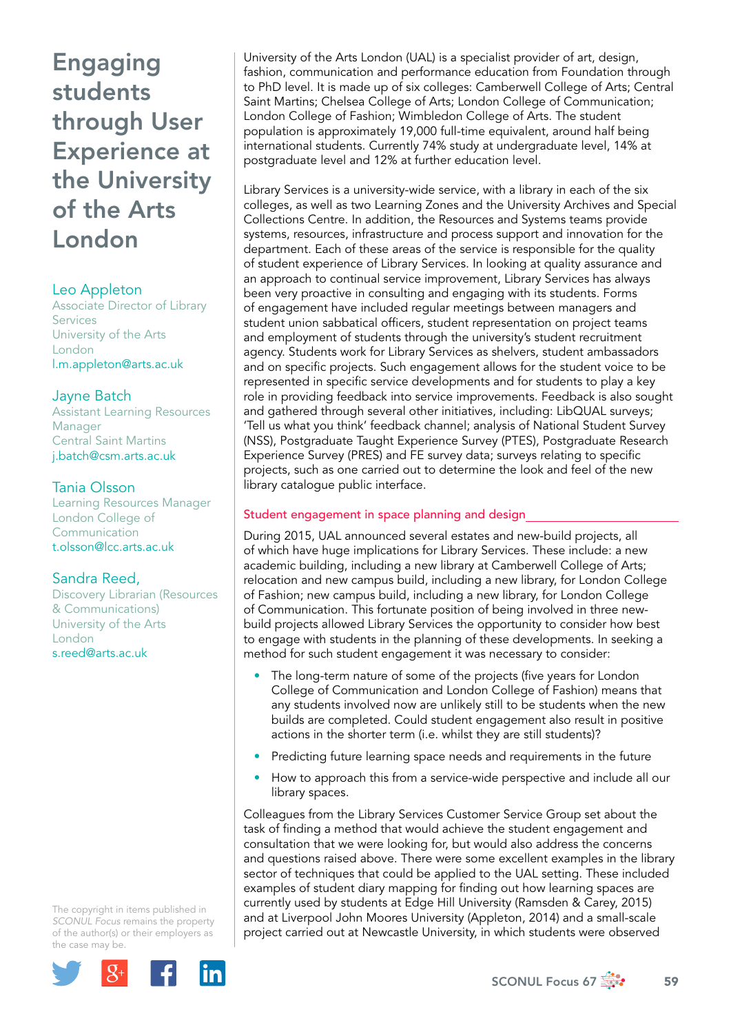# Engaging students through User Experience at the University of the Arts London

**Leo Appleton**
Associate Director of Library Services
University of the Arts London
l.m.appleton@arts.ac.uk

**Jayne Batch**
Assistant Learning Resources Manager
Central Saint Martins
j.batch@csm.arts.ac.uk

**Tania Olsson**
Learning Resources Manager
London College of Communication
t.olsson@lcc.arts.ac.uk

**Sandra Reed,**
Discovery Librarian (Resources & Communications)
University of the Arts London
s.reed@arts.ac.uk

University of the Arts London (UAL) is a specialist provider of art, design, fashion, communication and performance education from Foundation through to PhD level. It is made up of six colleges: Camberwell College of Arts; Central Saint Martins; Chelsea College of Arts; London College of Communication; London College of Fashion; Wimbledon College of Arts. The student population is approximately 19,000 full-time equivalent, around half being international students. Currently 74% study at undergraduate level, 14% at postgraduate level and 12% at further education level.

Library Services is a university-wide service, with a library in each of the six colleges, as well as two Learning Zones and the University Archives and Special Collections Centre. In addition, the Resources and Systems teams provide systems, resources, infrastructure and process support and innovation for the department. Each of these areas of the service is responsible for the quality of student experience of Library Services. In looking at quality assurance and an approach to continual service improvement, Library Services has always been very proactive in consulting and engaging with its students. Forms of engagement have included regular meetings between managers and student union sabbatical officers, student representation on project teams and employment of students through the university's student recruitment agency. Students work for Library Services as shelvers, student ambassadors and on specific projects. Such engagement allows for the student voice to be represented in specific service developments and for students to play a key role in providing feedback into service improvements. Feedback is also sought and gathered through several other initiatives, including: LibQUAL surveys; 'Tell us what you think' feedback channel; analysis of National Student Survey (NSS), Postgraduate Taught Experience Survey (PTES), Postgraduate Research Experience Survey (PRES) and FE survey data; surveys relating to specific projects, such as one carried out to determine the look and feel of the new library catalogue public interface.

## Student engagement in space planning and design

During 2015, UAL announced several estates and new-build projects, all of which have huge implications for Library Services. These include: a new academic building, including a new library at Camberwell College of Arts; relocation and new campus build, including a new library, for London College of Fashion; new campus build, including a new library, for London College of Communication. This fortunate position of being involved in three new-build projects allowed Library Services the opportunity to consider how best to engage with students in the planning of these developments. In seeking a method for such student engagement it was necessary to consider:

- The long-term nature of some of the projects (five years for London College of Communication and London College of Fashion) means that any students involved now are unlikely still to be students when the new builds are completed. Could student engagement also result in positive actions in the shorter term (i.e. whilst they are still students)?
- Predicting future learning space needs and requirements in the future
- How to approach this from a service-wide perspective and include all our library spaces.

Colleagues from the Library Services Customer Service Group set about the task of finding a method that would achieve the student engagement and consultation that we were looking for, but would also address the concerns and questions raised above. There were some excellent examples in the library sector of techniques that could be applied to the UAL setting. These included examples of student diary mapping for finding out how learning spaces are currently used by students at Edge Hill University (Ramsden & Carey, 2015) and at Liverpool John Moores University (Appleton, 2014) and a small-scale project carried out at Newcastle University, in which students were observed

The copyright in items published in *SCONUL Focus* remains the property of the author(s) or their employers as the case may be.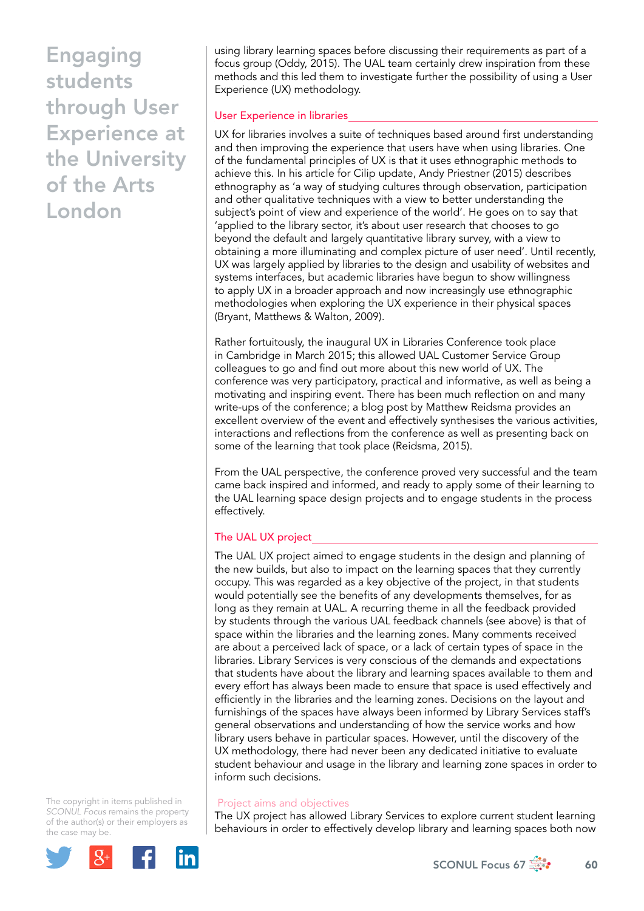using library learning spaces before discussing their requirements as part of a focus group (Oddy, 2015). The UAL team certainly drew inspiration from these methods and this led them to investigate further the possibility of using a User Experience (UX) methodology.

## User Experience in libraries

UX for libraries involves a suite of techniques based around first understanding and then improving the experience that users have when using libraries. One of the fundamental principles of UX is that it uses ethnographic methods to achieve this. In his article for Cilip update, Andy Priestner (2015) describes ethnography as 'a way of studying cultures through observation, participation and other qualitative techniques with a view to better understanding the subject's point of view and experience of the world'. He goes on to say that 'applied to the library sector, it's about user research that chooses to go beyond the default and largely quantitative library survey, with a view to obtaining a more illuminating and complex picture of user need'. Until recently, UX was largely applied by libraries to the design and usability of websites and systems interfaces, but academic libraries have begun to show willingness to apply UX in a broader approach and now increasingly use ethnographic methodologies when exploring the UX experience in their physical spaces (Bryant, Matthews & Walton, 2009).

Rather fortuitously, the inaugural UX in Libraries Conference took place in Cambridge in March 2015; this allowed UAL Customer Service Group colleagues to go and find out more about this new world of UX. The conference was very participatory, practical and informative, as well as being a motivating and inspiring event. There has been much reflection on and many write-ups of the conference; a blog post by Matthew Reidsma provides an excellent overview of the event and effectively synthesises the various activities, interactions and reflections from the conference as well as presenting back on some of the learning that took place (Reidsma, 2015).

From the UAL perspective, the conference proved very successful and the team came back inspired and informed, and ready to apply some of their learning to the UAL learning space design projects and to engage students in the process effectively.

## The UAL UX project

The UAL UX project aimed to engage students in the design and planning of the new builds, but also to impact on the learning spaces that they currently occupy. This was regarded as a key objective of the project, in that students would potentially see the benefits of any developments themselves, for as long as they remain at UAL. A recurring theme in all the feedback provided by students through the various UAL feedback channels (see above) is that of space within the libraries and the learning zones. Many comments received are about a perceived lack of space, or a lack of certain types of space in the libraries. Library Services is very conscious of the demands and expectations that students have about the library and learning spaces available to them and every effort has always been made to ensure that space is used effectively and efficiently in the libraries and the learning zones. Decisions on the layout and furnishings of the spaces have always been informed by Library Services staff's general observations and understanding of how the service works and how library users behave in particular spaces. However, until the discovery of the UX methodology, there had never been any dedicated initiative to evaluate student behaviour and usage in the library and learning zone spaces in order to inform such decisions.

### Project aims and objectives

The UX project has allowed Library Services to explore current student learning behaviours in order to effectively develop library and learning spaces both now

The copyright in items published in *SCONUL Focus* remains the property of the author(s) or their employers as the case may be.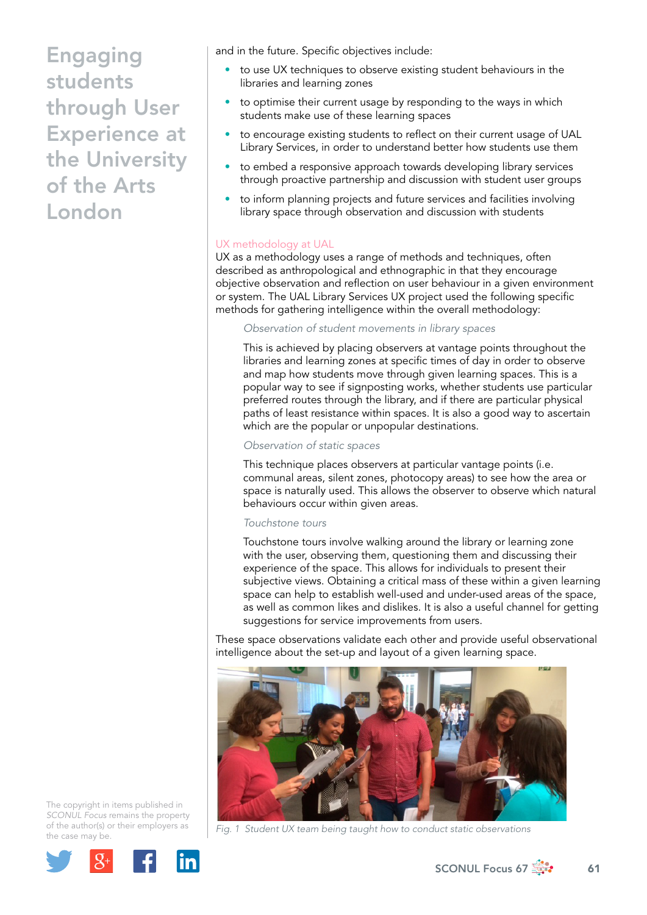# Engaging students through User Experience at the University of the Arts London

and in the future. Specific objectives include:

- to use UX techniques to observe existing student behaviours in the libraries and learning zones
- to optimise their current usage by responding to the ways in which students make use of these learning spaces
- to encourage existing students to reflect on their current usage of UAL Library Services, in order to understand better how students use them
- to embed a responsive approach towards developing library services through proactive partnership and discussion with student user groups
- to inform planning projects and future services and facilities involving library space through observation and discussion with students

## UX methodology at UAL

UX as a methodology uses a range of methods and techniques, often described as anthropological and ethnographic in that they encourage objective observation and reflection on user behaviour in a given environment or system. The UAL Library Services UX project used the following specific methods for gathering intelligence within the overall methodology:

*Observation of student movements in library spaces*

This is achieved by placing observers at vantage points throughout the libraries and learning zones at specific times of day in order to observe and map how students move through given learning spaces. This is a popular way to see if signposting works, whether students use particular preferred routes through the library, and if there are particular physical paths of least resistance within spaces. It is also a good way to ascertain which are the popular or unpopular destinations.

*Observation of static spaces*

This technique places observers at particular vantage points (i.e. communal areas, silent zones, photocopy areas) to see how the area or space is naturally used. This allows the observer to observe which natural behaviours occur within given areas.

*Touchstone tours*

Touchstone tours involve walking around the library or learning zone with the user, observing them, questioning them and discussing their experience of the space. This allows for individuals to present their subjective views. Obtaining a critical mass of these within a given learning space can help to establish well-used and under-used areas of the space, as well as common likes and dislikes. It is also a useful channel for getting suggestions for service improvements from users.

These space observations validate each other and provide useful observational intelligence about the set-up and layout of a given learning space.

*Fig. 1 Student UX team being taught how to conduct static observations*

The copyright in items published in *SCONUL Focus* remains the property of the author(s) or their employers as the case may be.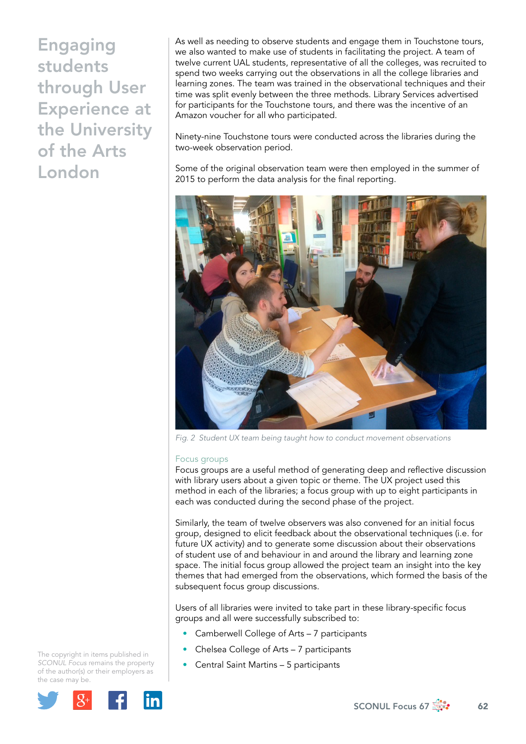As well as needing to observe students and engage them in Touchstone tours, we also wanted to make use of students in facilitating the project. A team of twelve current UAL students, representative of all the colleges, was recruited to spend two weeks carrying out the observations in all the college libraries and learning zones. The team was trained in the observational techniques and their time was split evenly between the three methods. Library Services advertised for participants for the Touchstone tours, and there was the incentive of an Amazon voucher for all who participated.

Ninety-nine Touchstone tours were conducted across the libraries during the two-week observation period.

Some of the original observation team were then employed in the summer of 2015 to perform the data analysis for the final reporting.

*Fig. 2 Student UX team being taught how to conduct movement observations*

### Focus groups

Focus groups are a useful method of generating deep and reflective discussion with library users about a given topic or theme. The UX project used this method in each of the libraries; a focus group with up to eight participants in each was conducted during the second phase of the project.

Similarly, the team of twelve observers was also convened for an initial focus group, designed to elicit feedback about the observational techniques (i.e. for future UX activity) and to generate some discussion about their observations of student use of and behaviour in and around the library and learning zone space. The initial focus group allowed the project team an insight into the key themes that had emerged from the observations, which formed the basis of the subsequent focus group discussions.

Users of all libraries were invited to take part in these library-specific focus groups and all were successfully subscribed to:

- Camberwell College of Arts – 7 participants
- Chelsea College of Arts – 7 participants
- Central Saint Martins – 5 participants

The copyright in items published in *SCONUL Focus* remains the property of the author(s) or their employers as the case may be.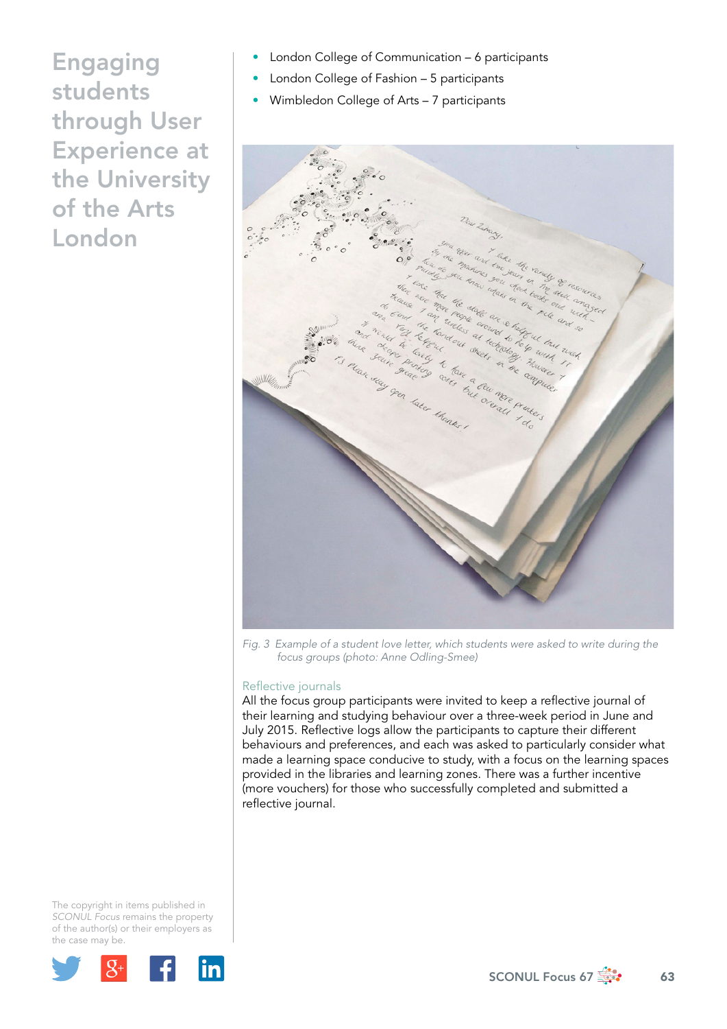- London College of Communication – 6 participants
- London College of Fashion – 5 participants
- Wimbledon College of Arts – 7 participants

Fig. 3 Example of a student love letter, which students were asked to write during the focus groups (photo: Anne Odling-Smee)

### Reflective journals

All the focus group participants were invited to keep a reflective journal of their learning and studying behaviour over a three-week period in June and July 2015. Reflective logs allow the participants to capture their different behaviours and preferences, and each was asked to particularly consider what made a learning space conducive to study, with a focus on the learning spaces provided in the libraries and learning zones. There was a further incentive (more vouchers) for those who successfully completed and submitted a reflective journal.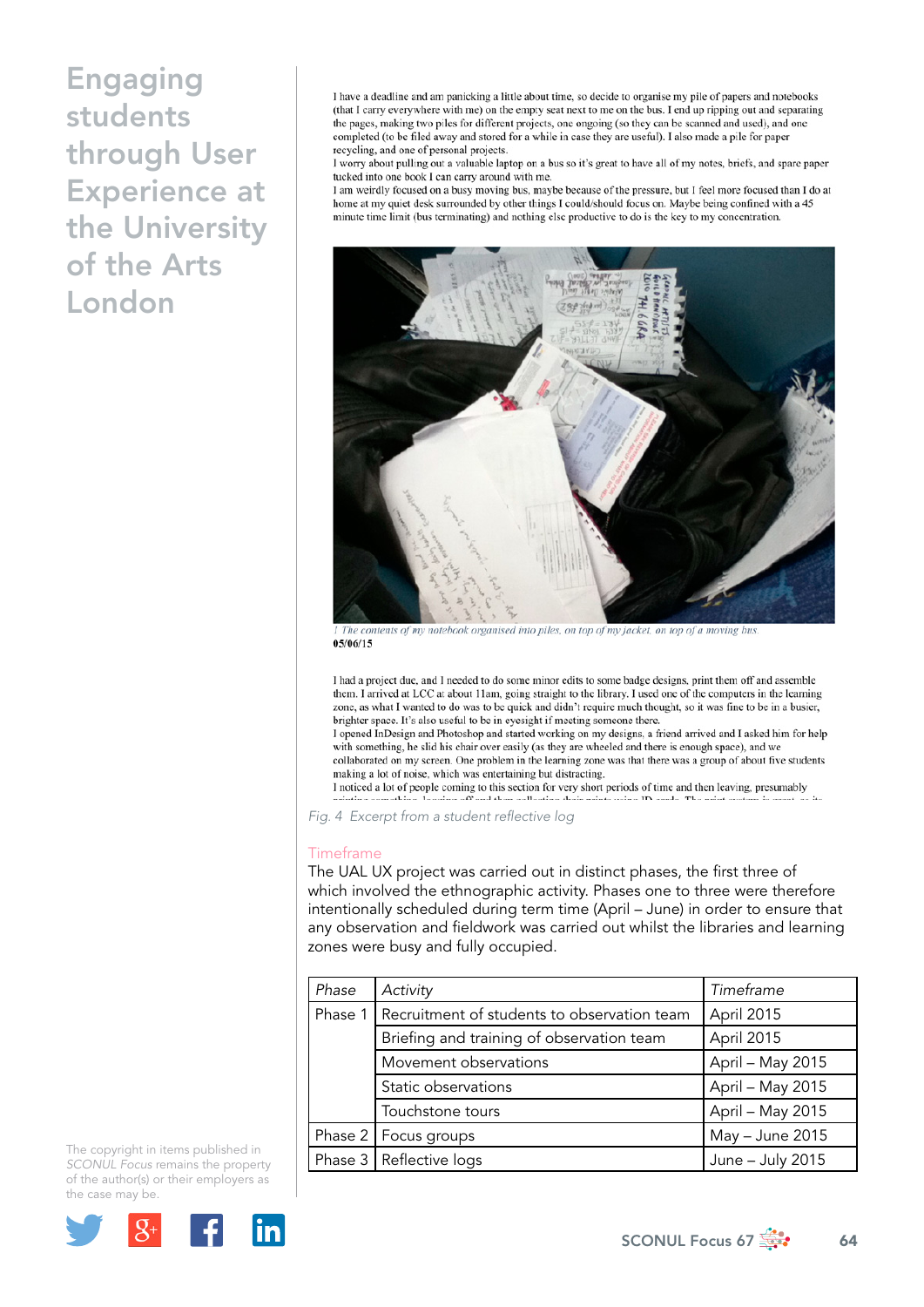# Engaging students through User Experience at the University of the Arts London

I have a deadline and am panicking a little about time, so decide to organise my pile of papers and notebooks (that I carry everywhere with me) on the empty seat next to me on the bus. I end up ripping out and separating the pages, making two piles for different projects, one ongoing (so they can be scanned and used), and one completed (to be filed away and stored for a while in case they are useful). I also made a pile for paper recycling, and one of personal projects.

I worry about pulling out a valuable laptop on a bus so it's great to have all of my notes, briefs, and spare paper tucked into one book I can carry around with me.

I am weirdly focused on a busy moving bus, maybe because of the pressure, but I feel more focused than I do at home at my quiet desk surrounded by other things I could/should focus on. Maybe being confined with a 45 minute time limit (bus terminating) and nothing else productive to do is the key to my concentration.

*The contents of my notebook organised into piles, on top of my jacket, on top of a moving bus.*

**05/06/15**

I had a project due, and I needed to do some minor edits to some badge designs, print them off and assemble them. I arrived at LCC at about 11am, going straight to the library. I used one of the computers in the learning zone, as what I wanted to do was to be quick and didn't require much thought, so it was fine to be in a busier, brighter space. It's also useful to be in eyesight if meeting someone there.

I opened InDesign and Photoshop and started working on my designs, a friend arrived and I asked him for help with something, he slid his chair over easily (as they are wheeled and there is enough space), and we collaborated on my screen. One problem in the learning zone was that there was a group of about five students making a lot of noise, which was entertaining but distracting.

I noticed a lot of people coming to this section for very short periods of time and then leaving, presumably

*Fig. 4 Excerpt from a student reflective log*

## Timeframe

The UAL UX project was carried out in distinct phases, the first three of which involved the ethnographic activity. Phases one to three were therefore intentionally scheduled during term time (April – June) in order to ensure that any observation and fieldwork was carried out whilst the libraries and learning zones were busy and fully occupied.

| *Phase* | *Activity* | *Timeframe* |
|---|---|---|
| Phase 1 | Recruitment of students to observation team | April 2015 |
| | Briefing and training of observation team | April 2015 |
| | Movement observations | April – May 2015 |
| | Static observations | April – May 2015 |
| | Touchstone tours | April – May 2015 |
| Phase 2 | Focus groups | May – June 2015 |
| Phase 3 | Reflective logs | June – July 2015 |

The copyright in items published in *SCONUL Focus* remains the property of the author(s) or their employers as the case may be.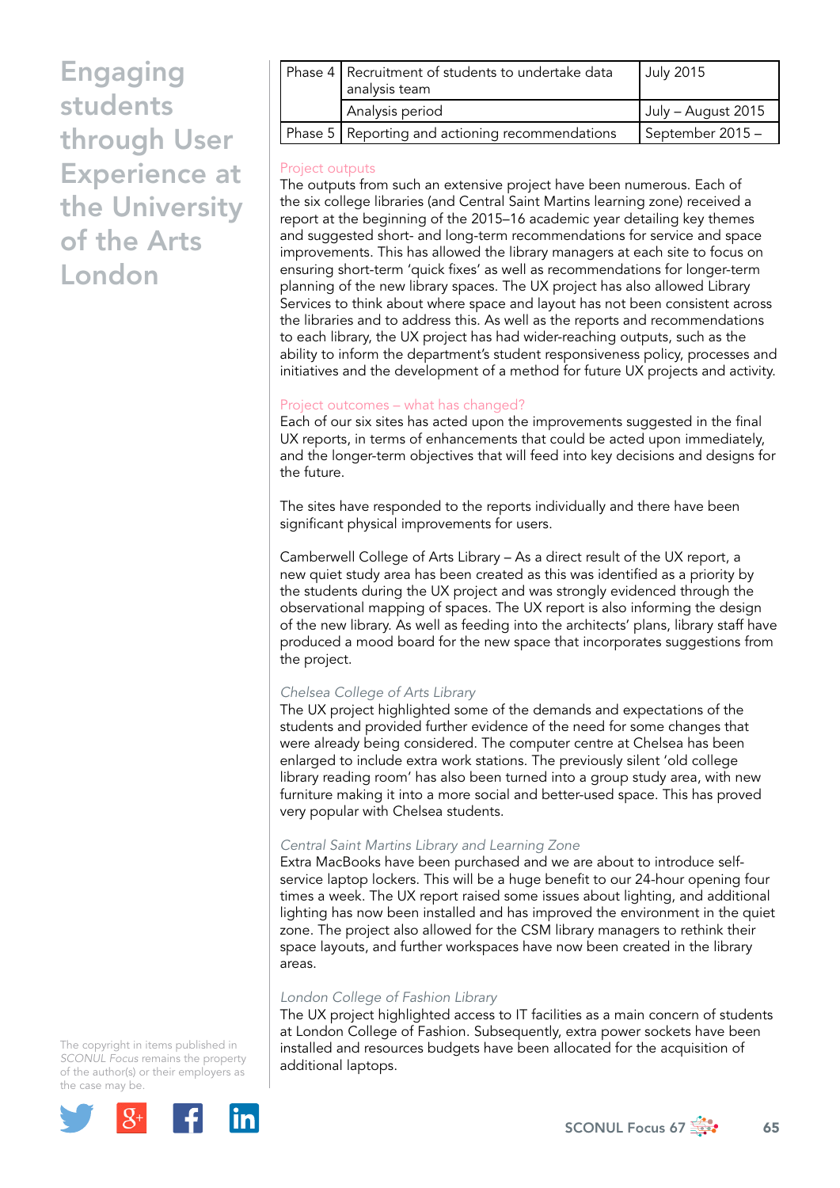| Phase 4 | Recruitment of students to undertake data analysis team | July 2015 |
|---|---|---|
| | Analysis period | July – August 2015 |
| Phase 5 | Reporting and actioning recommendations | September 2015 – |

## Project outputs

The outputs from such an extensive project have been numerous. Each of the six college libraries (and Central Saint Martins learning zone) received a report at the beginning of the 2015–16 academic year detailing key themes and suggested short- and long-term recommendations for service and space improvements. This has allowed the library managers at each site to focus on ensuring short-term 'quick fixes' as well as recommendations for longer-term planning of the new library spaces. The UX project has also allowed Library Services to think about where space and layout has not been consistent across the libraries and to address this. As well as the reports and recommendations to each library, the UX project has had wider-reaching outputs, such as the ability to inform the department's student responsiveness policy, processes and initiatives and the development of a method for future UX projects and activity.

## Project outcomes – what has changed?

Each of our six sites has acted upon the improvements suggested in the final UX reports, in terms of enhancements that could be acted upon immediately, and the longer-term objectives that will feed into key decisions and designs for the future.

The sites have responded to the reports individually and there have been significant physical improvements for users.

Camberwell College of Arts Library – As a direct result of the UX report, a new quiet study area has been created as this was identified as a priority by the students during the UX project and was strongly evidenced through the observational mapping of spaces. The UX report is also informing the design of the new library. As well as feeding into the architects' plans, library staff have produced a mood board for the new space that incorporates suggestions from the project.

### *Chelsea College of Arts Library*

The UX project highlighted some of the demands and expectations of the students and provided further evidence of the need for some changes that were already being considered. The computer centre at Chelsea has been enlarged to include extra work stations. The previously silent 'old college library reading room' has also been turned into a group study area, with new furniture making it into a more social and better-used space. This has proved very popular with Chelsea students.

### *Central Saint Martins Library and Learning Zone*

Extra MacBooks have been purchased and we are about to introduce self-service laptop lockers. This will be a huge benefit to our 24-hour opening four times a week. The UX report raised some issues about lighting, and additional lighting has now been installed and has improved the environment in the quiet zone. The project also allowed for the CSM library managers to rethink their space layouts, and further workspaces have now been created in the library areas.

### *London College of Fashion Library*

The UX project highlighted access to IT facilities as a main concern of students at London College of Fashion. Subsequently, extra power sockets have been installed and resources budgets have been allocated for the acquisition of additional laptops.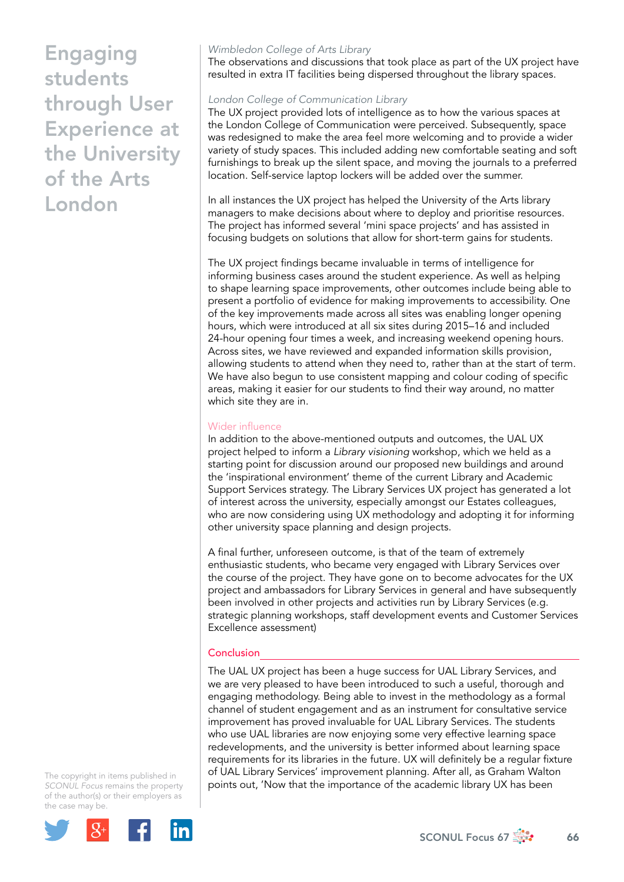*Wimbledon College of Arts Library*

The observations and discussions that took place as part of the UX project have resulted in extra IT facilities being dispersed throughout the library spaces.

*London College of Communication Library*

The UX project provided lots of intelligence as to how the various spaces at the London College of Communication were perceived. Subsequently, space was redesigned to make the area feel more welcoming and to provide a wider variety of study spaces. This included adding new comfortable seating and soft furnishings to break up the silent space, and moving the journals to a preferred location. Self-service laptop lockers will be added over the summer.

In all instances the UX project has helped the University of the Arts library managers to make decisions about where to deploy and prioritise resources. The project has informed several 'mini space projects' and has assisted in focusing budgets on solutions that allow for short-term gains for students.

The UX project findings became invaluable in terms of intelligence for informing business cases around the student experience. As well as helping to shape learning space improvements, other outcomes include being able to present a portfolio of evidence for making improvements to accessibility. One of the key improvements made across all sites was enabling longer opening hours, which were introduced at all six sites during 2015–16 and included 24-hour opening four times a week, and increasing weekend opening hours. Across sites, we have reviewed and expanded information skills provision, allowing students to attend when they need to, rather than at the start of term. We have also begun to use consistent mapping and colour coding of specific areas, making it easier for our students to find their way around, no matter which site they are in.

## Wider influence

In addition to the above-mentioned outputs and outcomes, the UAL UX project helped to inform a *Library visioning* workshop, which we held as a starting point for discussion around our proposed new buildings and around the 'inspirational environment' theme of the current Library and Academic Support Services strategy. The Library Services UX project has generated a lot of interest across the university, especially amongst our Estates colleagues, who are now considering using UX methodology and adopting it for informing other university space planning and design projects.

A final further, unforeseen outcome, is that of the team of extremely enthusiastic students, who became very engaged with Library Services over the course of the project. They have gone on to become advocates for the UX project and ambassadors for Library Services in general and have subsequently been involved in other projects and activities run by Library Services (e.g. strategic planning workshops, staff development events and Customer Services Excellence assessment)

## Conclusion

The UAL UX project has been a huge success for UAL Library Services, and we are very pleased to have been introduced to such a useful, thorough and engaging methodology. Being able to invest in the methodology as a formal channel of student engagement and as an instrument for consultative service improvement has proved invaluable for UAL Library Services. The students who use UAL libraries are now enjoying some very effective learning space redevelopments, and the university is better informed about learning space requirements for its libraries in the future. UX will definitely be a regular fixture of UAL Library Services' improvement planning. After all, as Graham Walton points out, 'Now that the importance of the academic library UX has been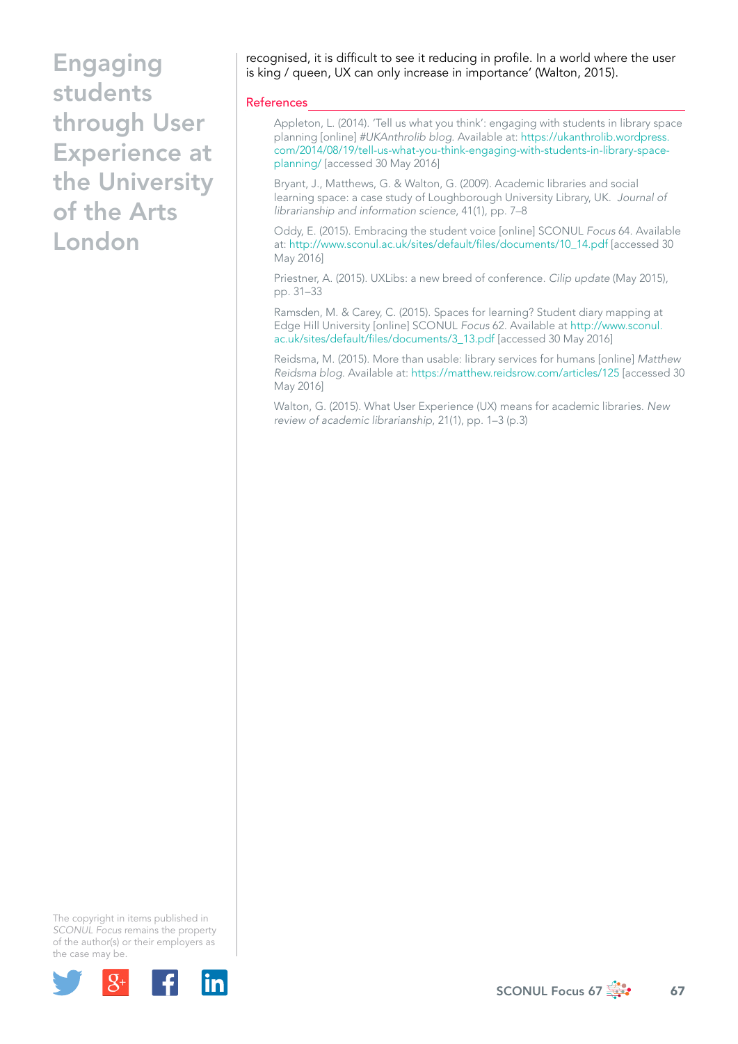recognised, it is difficult to see it reducing in profile. In a world where the user is king / queen, UX can only increase in importance' (Walton, 2015).

## References

Appleton, L. (2014). 'Tell us what you think': engaging with students in library space planning [online] *#UKAnthrolib blog*. Available at: https://ukanthrolib.wordpress.com/2014/08/19/tell-us-what-you-think-engaging-with-students-in-library-space-planning/ [accessed 30 May 2016]

Bryant, J., Matthews, G. & Walton, G. (2009). Academic libraries and social learning space: a case study of Loughborough University Library, UK. *Journal of librarianship and information science*, 41(1), pp. 7–8

Oddy, E. (2015). Embracing the student voice [online] SCONUL *Focus* 64. Available at: http://www.sconul.ac.uk/sites/default/files/documents/10_14.pdf [accessed 30 May 2016]

Priestner, A. (2015). UXLibs: a new breed of conference. *Cilip update* (May 2015), pp. 31–33

Ramsden, M. & Carey, C. (2015). Spaces for learning? Student diary mapping at Edge Hill University [online] SCONUL *Focus* 62. Available at http://www.sconul.ac.uk/sites/default/files/documents/3_13.pdf [accessed 30 May 2016]

Reidsma, M. (2015). More than usable: library services for humans [online] *Matthew Reidsma blog*. Available at: https://matthew.reidsrow.com/articles/125 [accessed 30 May 2016]

Walton, G. (2015). What User Experience (UX) means for academic libraries. *New review of academic librarianship*, 21(1), pp. 1–3 (p.3)

The copyright in items published in *SCONUL Focus* remains the property of the author(s) or their employers as the case may be.